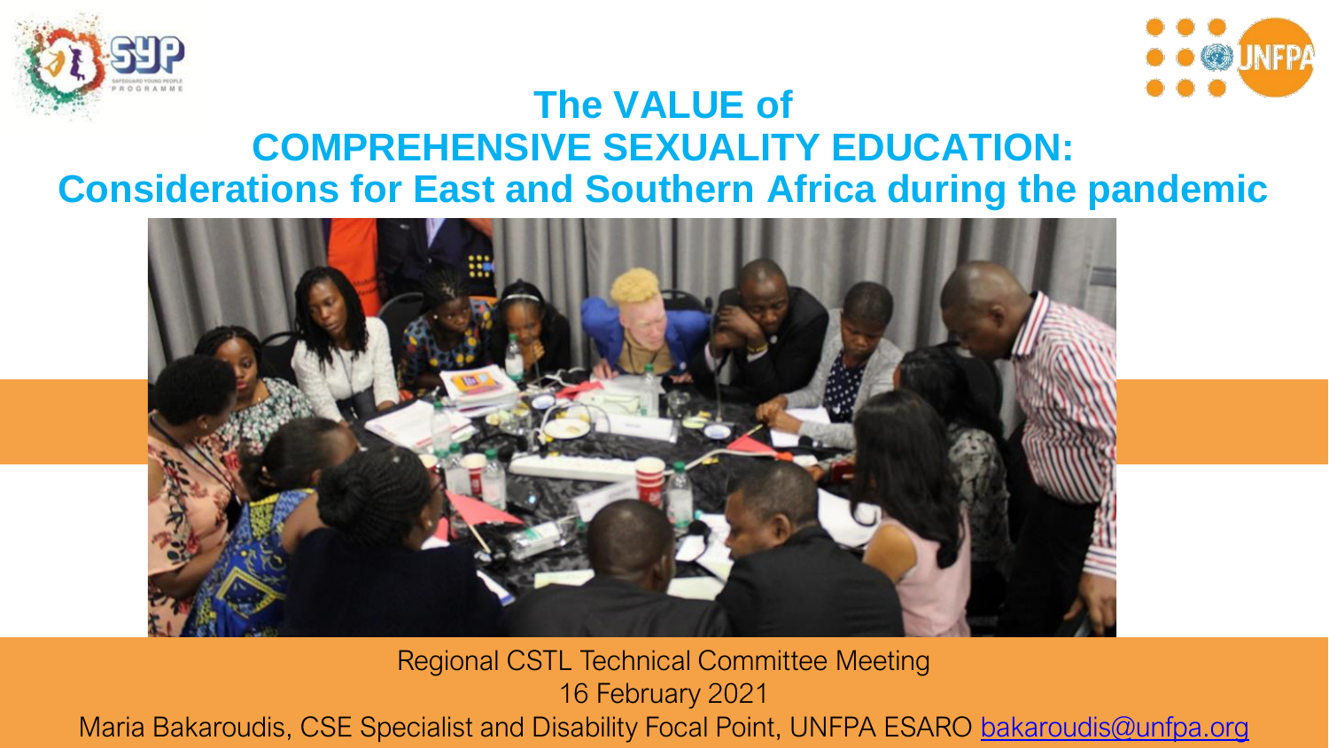# The VALUE of COMPREHENSIVE SEXUALITY EDUCATION: Considerations for East and Southern Africa during the pandemic

Regional CSTL Technical Committee Meeting

16 February 2021

Maria Bakaroudis, CSE Specialist and Disability Focal Point, UNFPA ESARO bakaroudis@unfpa.org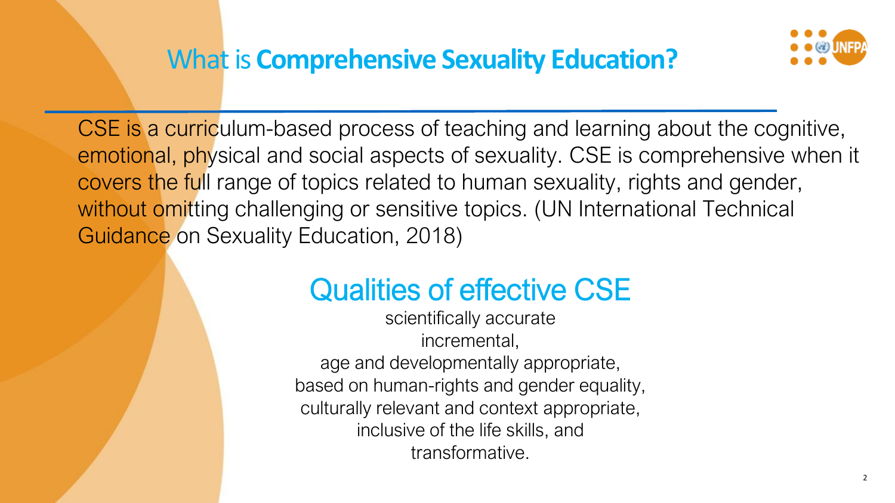# What is **Comprehensive Sexuality Education?**

CSE is a curriculum-based process of teaching and learning about the cognitive, emotional, physical and social aspects of sexuality. CSE is comprehensive when it covers the full range of topics related to human sexuality, rights and gender, without omitting challenging or sensitive topics. (UN International Technical Guidance on Sexuality Education, 2018)

## Qualities of effective CSE

scientifically accurate
incremental,
age and developmentally appropriate,
based on human-rights and gender equality,
culturally relevant and context appropriate,
inclusive of the life skills, and
transformative.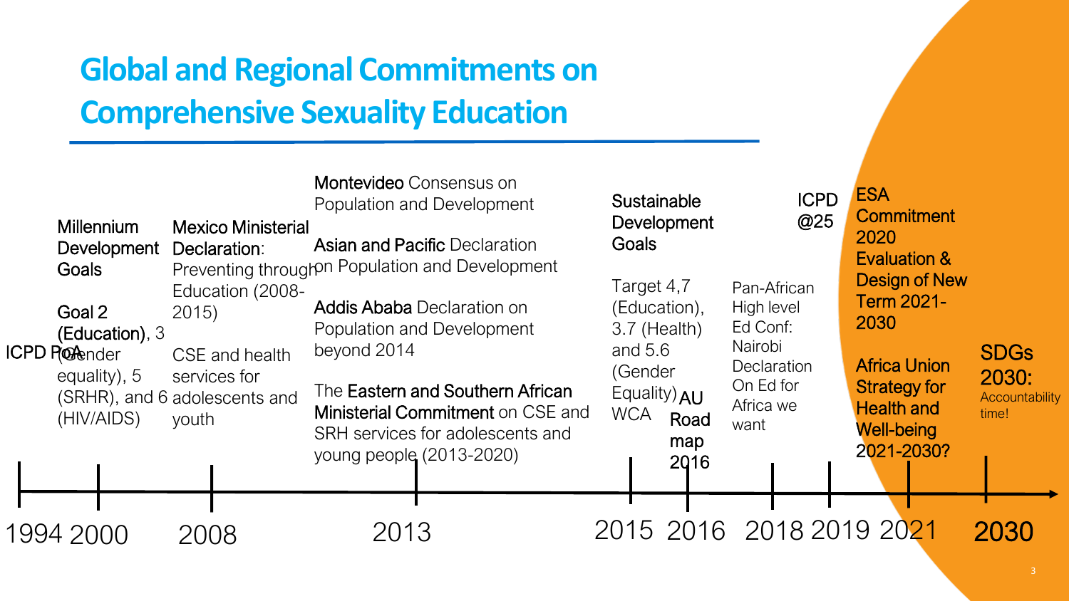# Global and Regional Commitments on Comprehensive Sexuality Education

**1994** – ICPD PoA

**2000** – Millennium Development Goals

Goal 2 (Education), 3 (Gender equality), 5 (SRHR), and 6 (HIV/AIDS)

**2008** – Mexico Ministerial Declaration: Preventing through Education (2008-2015)

CSE and health services for adolescents and youth

**2013** – Montevideo Consensus on Population and Development

Asian and Pacific Declaration on Population and Development

Addis Ababa Declaration on Population and Development beyond 2014

The Eastern and Southern African Ministerial Commitment on CSE and SRH services for adolescents and young people (2013-2020)

**2015** – Sustainable Development Goals

Target 4,7 (Education), 3.7 (Health) and 5.6 (Gender Equality)

WCA

**2016** – AU Road map 2016

**2018** – Pan-African High level Ed Conf: Nairobi Declaration On Ed for Africa we want

**2019** – ICPD @25

**2021** – ESA Commitment 2020 Evaluation & Design of New Term 2021-2030

Africa Union Strategy for Health and Well-being 2021-2030?

**2030** – SDGs 2030: Accountability time!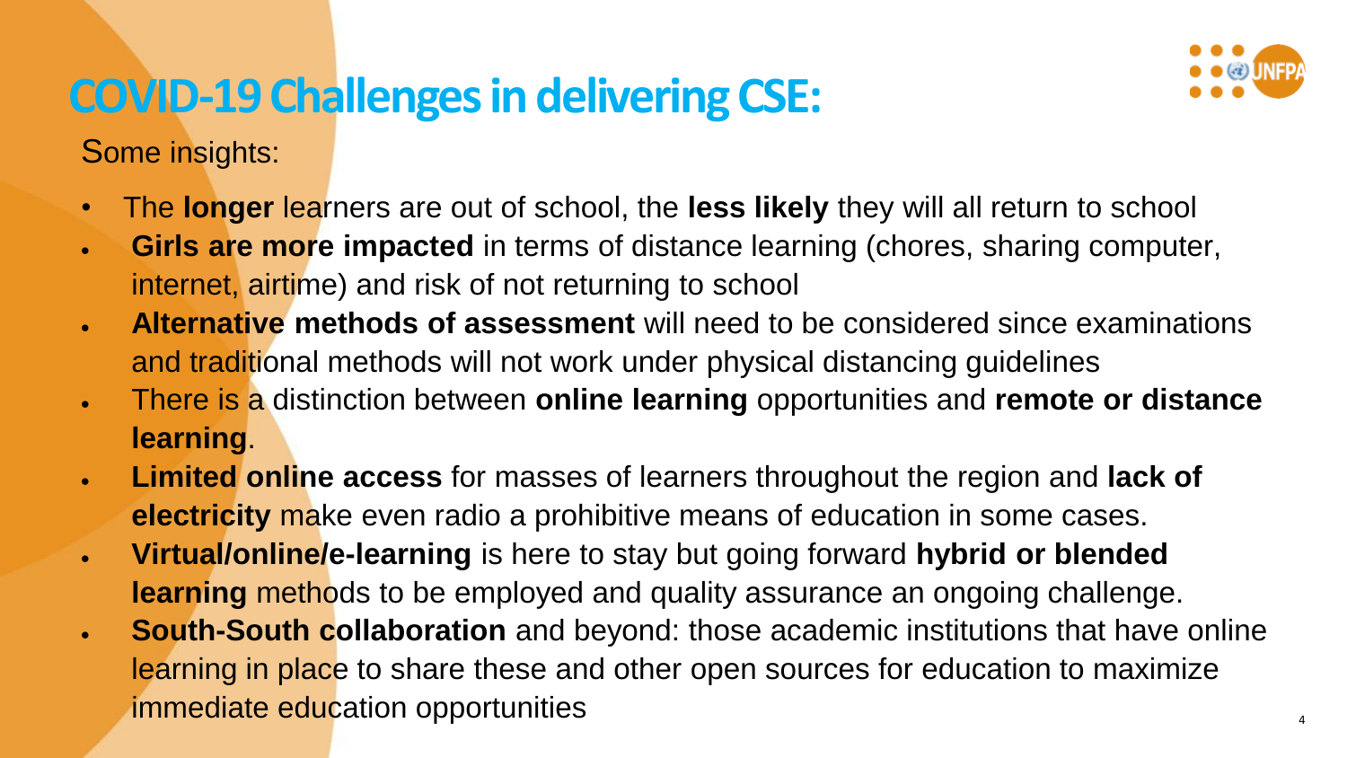# COVID-19 Challenges in delivering CSE:

Some insights:

- The **longer** learners are out of school, the **less likely** they will all return to school
- **Girls are more impacted** in terms of distance learning (chores, sharing computer, internet, airtime) and risk of not returning to school
- **Alternative methods of assessment** will need to be considered since examinations and traditional methods will not work under physical distancing guidelines
- There is a distinction between **online learning** opportunities and **remote or distance learning**.
- **Limited online access** for masses of learners throughout the region and **lack of electricity** make even radio a prohibitive means of education in some cases.
- **Virtual/online/e-learning** is here to stay but going forward **hybrid or blended learning** methods to be employed and quality assurance an ongoing challenge.
- **South-South collaboration** and beyond: those academic institutions that have online learning in place to share these and other open sources for education to maximize immediate education opportunities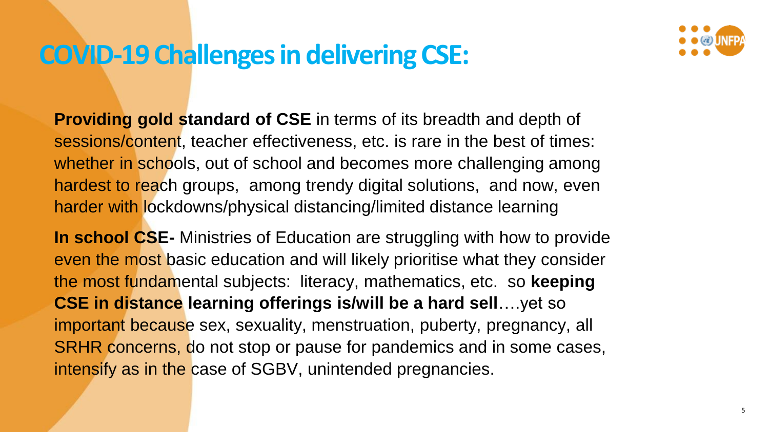# COVID-19 Challenges in delivering CSE:

**Providing gold standard of CSE** in terms of its breadth and depth of sessions/content, teacher effectiveness, etc. is rare in the best of times: whether in schools, out of school and becomes more challenging among hardest to reach groups, among trendy digital solutions, and now, even harder with lockdowns/physical distancing/limited distance learning

**In school CSE-** Ministries of Education are struggling with how to provide even the most basic education and will likely prioritise what they consider the most fundamental subjects: literacy, mathematics, etc. so **keeping CSE in distance learning offerings is/will be a hard sell**….yet so important because sex, sexuality, menstruation, puberty, pregnancy, all SRHR concerns, do not stop or pause for pandemics and in some cases, intensify as in the case of SGBV, unintended pregnancies.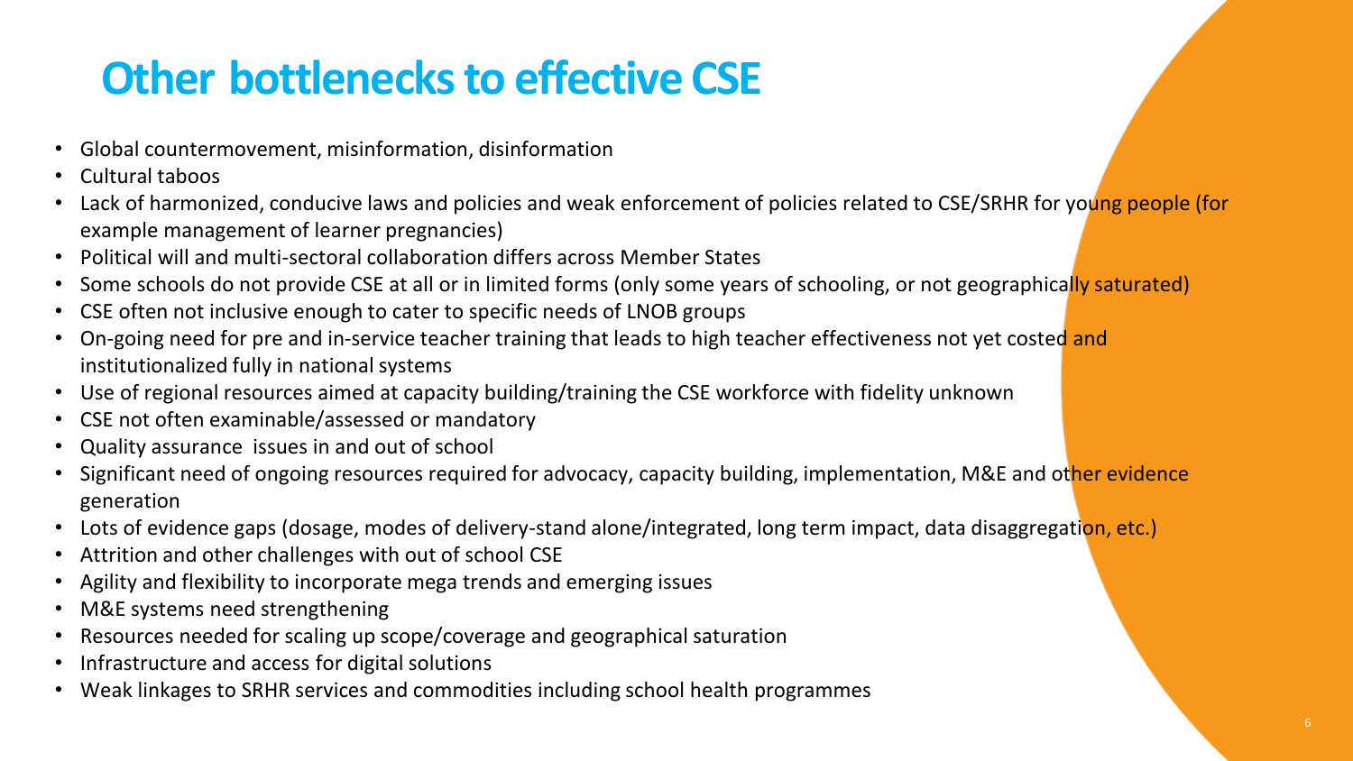# Other bottlenecks to effective CSE

- Global countermovement, misinformation, disinformation
- Cultural taboos
- Lack of harmonized, conducive laws and policies and weak enforcement of policies related to CSE/SRHR for young people (for example management of learner pregnancies)
- Political will and multi-sectoral collaboration differs across Member States
- Some schools do not provide CSE at all or in limited forms (only some years of schooling, or not geographically saturated)
- CSE often not inclusive enough to cater to specific needs of LNOB groups
- On-going need for pre and in-service teacher training that leads to high teacher effectiveness not yet costed and institutionalized fully in national systems
- Use of regional resources aimed at capacity building/training the CSE workforce with fidelity unknown
- CSE not often examinable/assessed or mandatory
- Quality assurance issues in and out of school
- Significant need of ongoing resources required for advocacy, capacity building, implementation, M&E and other evidence generation
- Lots of evidence gaps (dosage, modes of delivery-stand alone/integrated, long term impact, data disaggregation, etc.)
- Attrition and other challenges with out of school CSE
- Agility and flexibility to incorporate mega trends and emerging issues
- M&E systems need strengthening
- Resources needed for scaling up scope/coverage and geographical saturation
- Infrastructure and access for digital solutions
- Weak linkages to SRHR services and commodities including school health programmes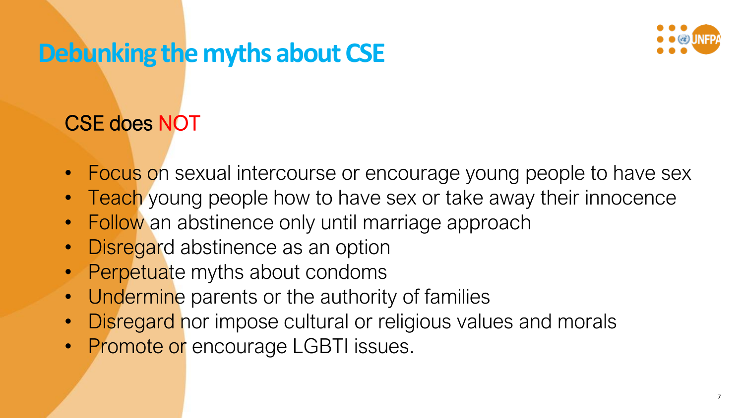# Debunking the myths about CSE

CSE does NOT

- Focus on sexual intercourse or encourage young people to have sex
- Teach young people how to have sex or take away their innocence
- Follow an abstinence only until marriage approach
- Disregard abstinence as an option
- Perpetuate myths about condoms
- Undermine parents or the authority of families
- Disregard nor impose cultural or religious values and morals
- Promote or encourage LGBTI issues.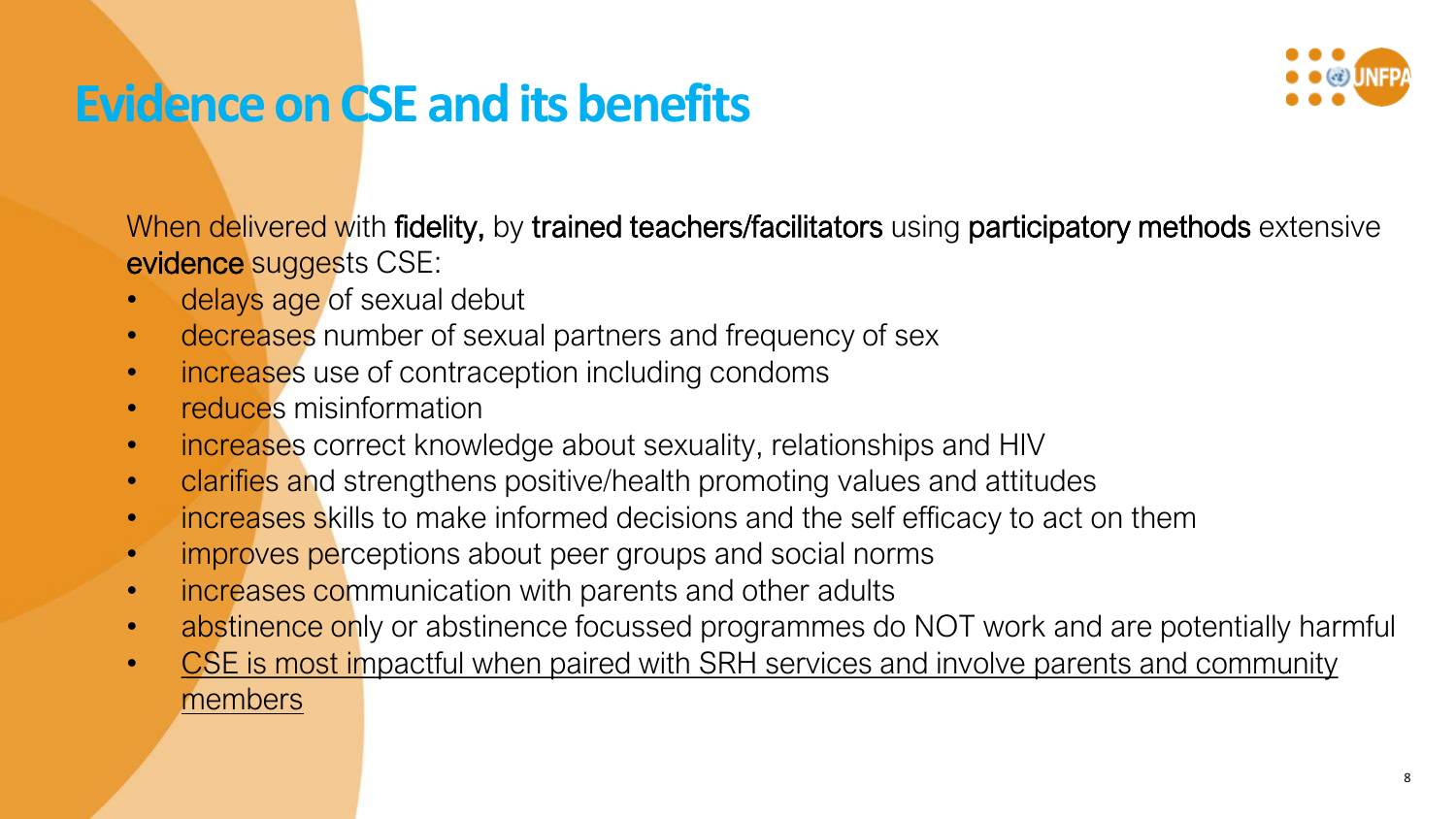# Evidence on CSE and its benefits

When delivered with **fidelity,** by **trained teachers/facilitators** using **participatory methods** extensive **evidence** suggests CSE:

- delays age of sexual debut
- decreases number of sexual partners and frequency of sex
- increases use of contraception including condoms
- reduces misinformation
- increases correct knowledge about sexuality, relationships and HIV
- clarifies and strengthens positive/health promoting values and attitudes
- increases skills to make informed decisions and the self efficacy to act on them
- improves perceptions about peer groups and social norms
- increases communication with parents and other adults
- abstinence only or abstinence focussed programmes do NOT work and are potentially harmful
- <u>CSE is most impactful when paired with SRH services and involve parents and community members</u>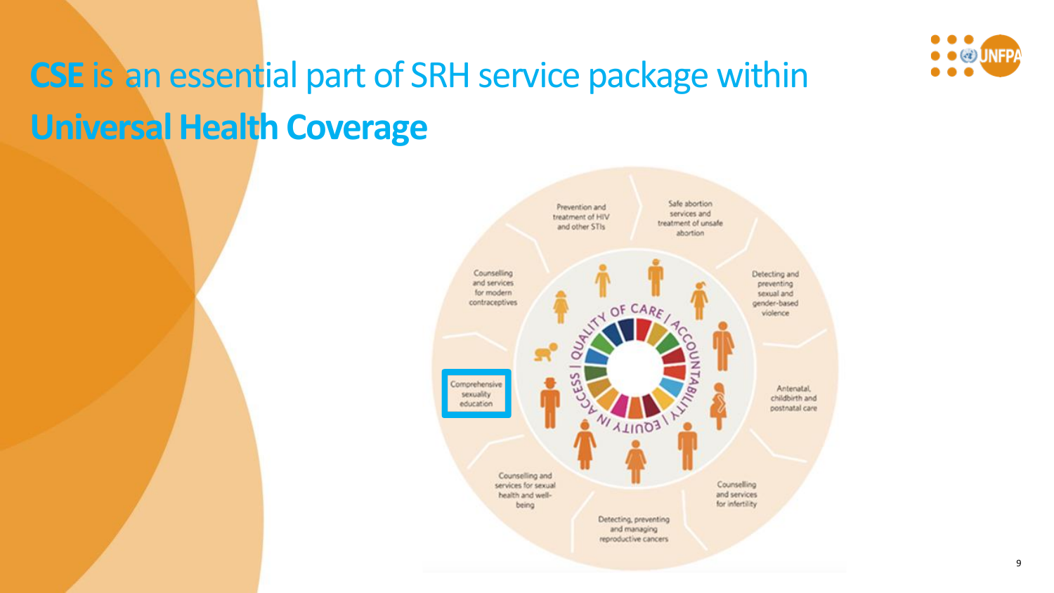# **CSE** is an essential part of SRH service package within **Universal Health Coverage**

- Prevention and treatment of HIV and other STIs
- Safe abortion services and treatment of unsafe abortion
- Detecting and preventing sexual and gender-based violence
- Antenatal, childbirth and postnatal care
- Counselling and services for infertility
- Detecting, preventing and managing reproductive cancers
- Counselling and services for sexual health and well-being
- Comprehensive sexuality education
- Counselling and services for modern contraceptives

ACCESS | QUALITY OF CARE | ACCOUNTABILITY | EQUITY IN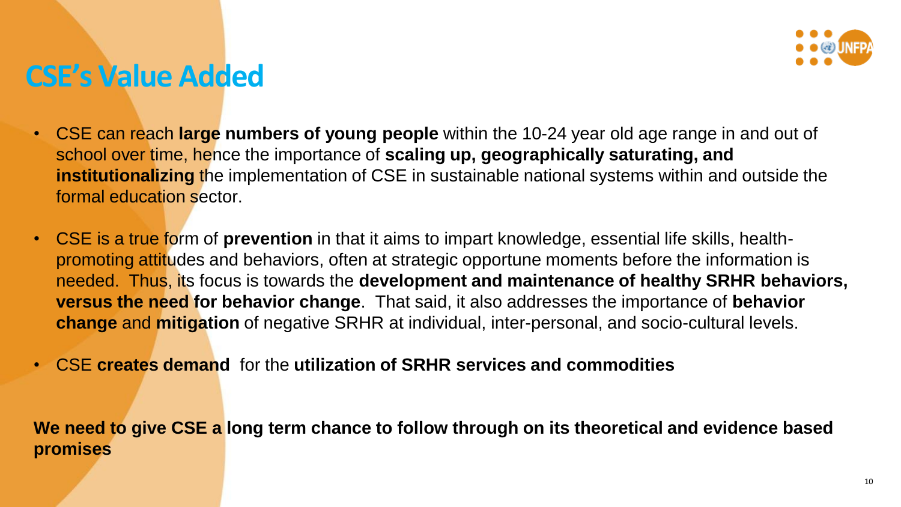# CSE's Value Added

- CSE can reach **large numbers of young people** within the 10-24 year old age range in and out of school over time, hence the importance of **scaling up, geographically saturating, and institutionalizing** the implementation of CSE in sustainable national systems within and outside the formal education sector.
- CSE is a true form of **prevention** in that it aims to impart knowledge, essential life skills, health-promoting attitudes and behaviors, often at strategic opportune moments before the information is needed. Thus, its focus is towards the **development and maintenance of healthy SRHR behaviors, versus the need for behavior change**. That said, it also addresses the importance of **behavior change** and **mitigation** of negative SRHR at individual, inter-personal, and socio-cultural levels.
- CSE **creates demand** for the **utilization of SRHR services and commodities**

**We need to give CSE a long term chance to follow through on its theoretical and evidence based promises**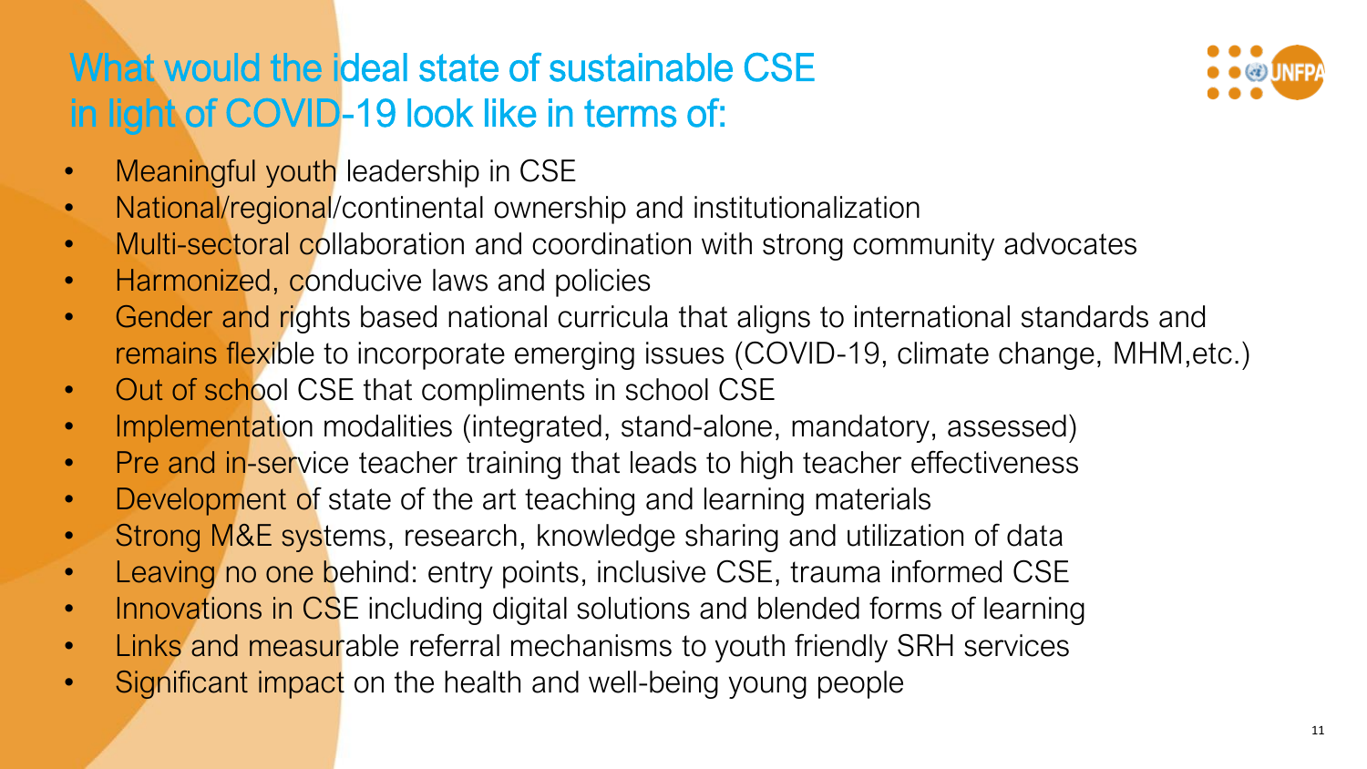# What would the ideal state of sustainable CSE in light of COVID-19 look like in terms of:

- Meaningful youth leadership in CSE
- National/regional/continental ownership and institutionalization
- Multi-sectoral collaboration and coordination with strong community advocates
- Harmonized, conducive laws and policies
- Gender and rights based national curricula that aligns to international standards and remains flexible to incorporate emerging issues (COVID-19, climate change, MHM,etc.)
- Out of school CSE that compliments in school CSE
- Implementation modalities (integrated, stand-alone, mandatory, assessed)
- Pre and in-service teacher training that leads to high teacher effectiveness
- Development of state of the art teaching and learning materials
- Strong M&E systems, research, knowledge sharing and utilization of data
- Leaving no one behind: entry points, inclusive CSE, trauma informed CSE
- Innovations in CSE including digital solutions and blended forms of learning
- Links and measurable referral mechanisms to youth friendly SRH services
- Significant impact on the health and well-being young people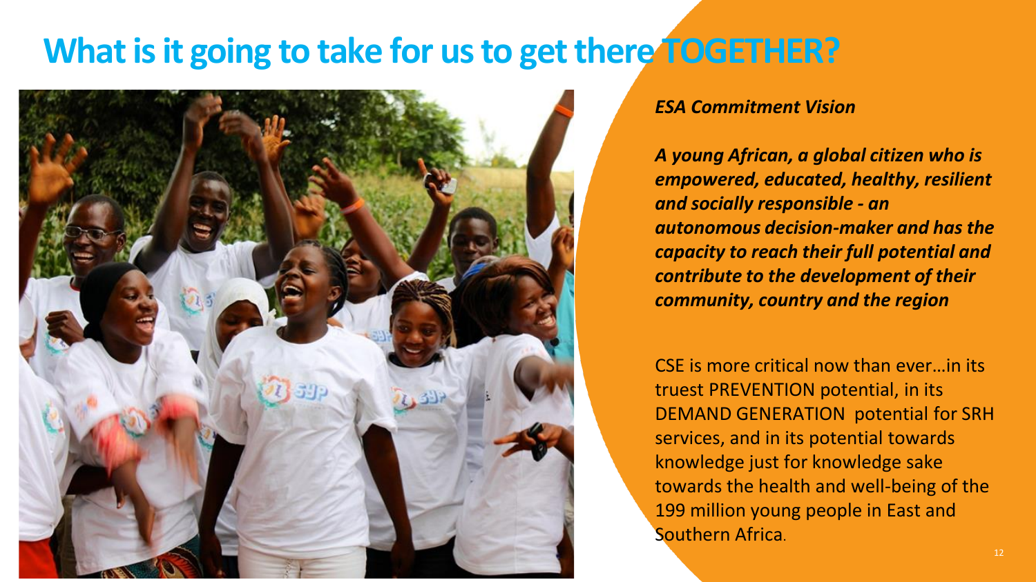# What is it going to take for us to get there TOGETHER?

***ESA Commitment Vision***

***A young African, a global citizen who is empowered, educated, healthy, resilient and socially responsible - an autonomous decision-maker and has the capacity to reach their full potential and contribute to the development of their community, country and the region***

CSE is more critical now than ever…in its truest PREVENTION potential, in its DEMAND GENERATION potential for SRH services, and in its potential towards knowledge just for knowledge sake towards the health and well-being of the 199 million young people in East and Southern Africa.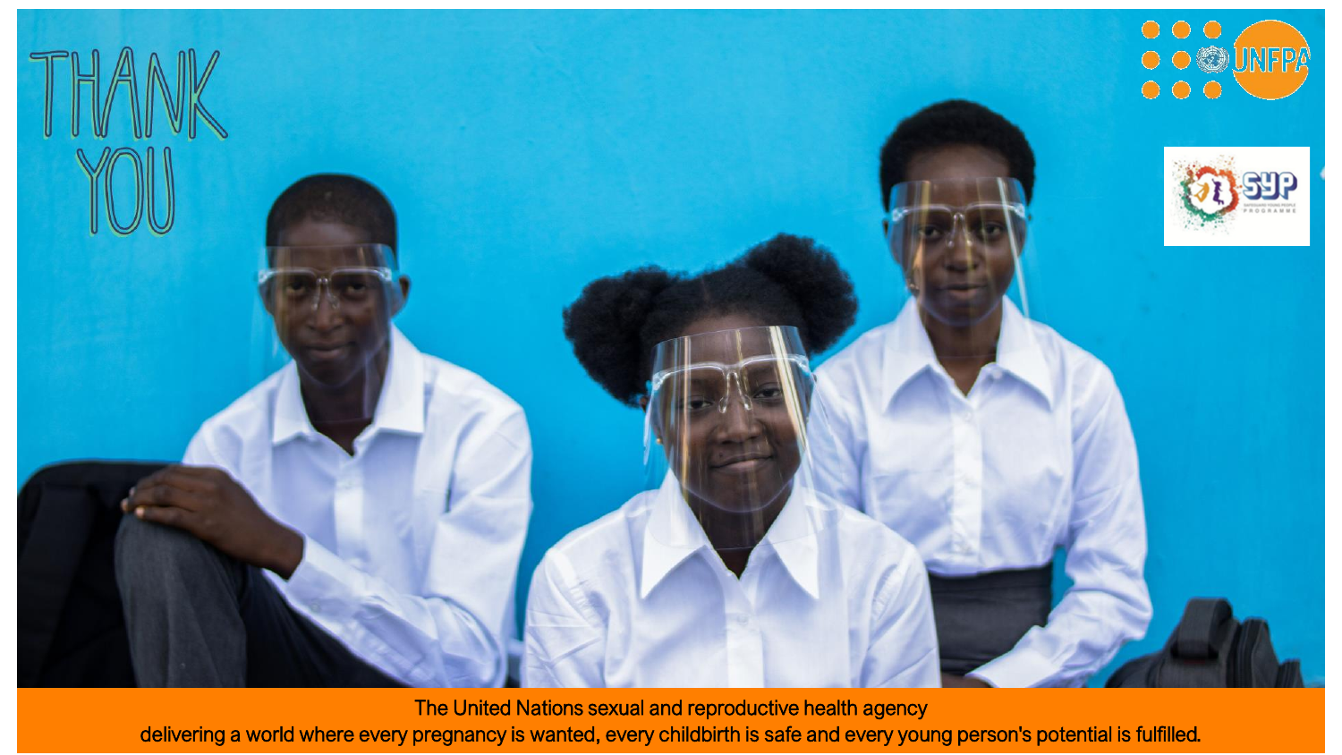# THANK YOU

UNFPA

SYP

The United Nations sexual and reproductive health agency
delivering a world where every pregnancy is wanted, every childbirth is safe and every young person's potential is fulfilled.